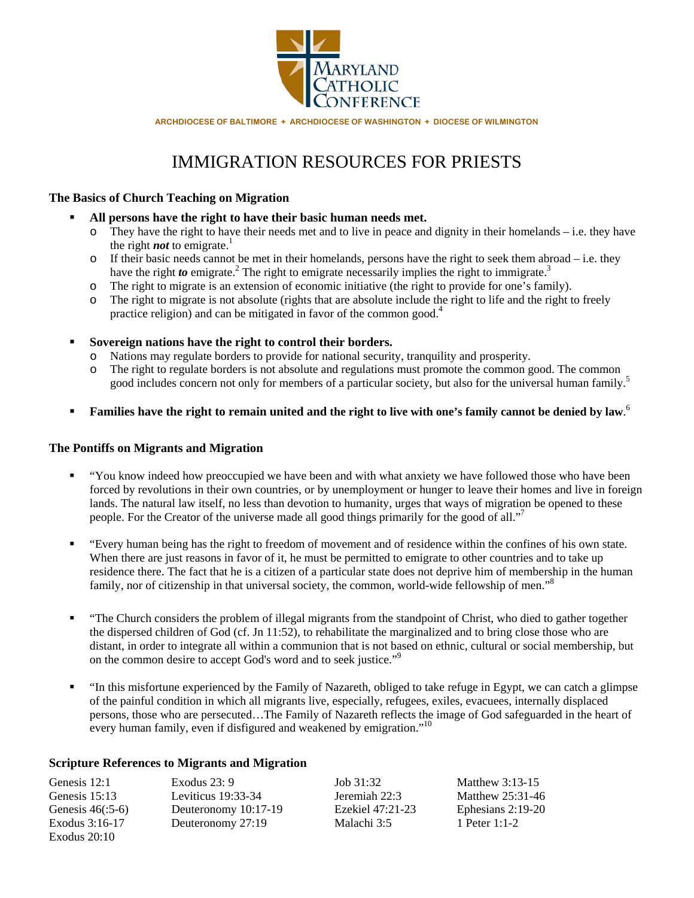MARYLAND CATHOLIC CONFERENCE

ARCHDIOCESE OF BALTIMORE + ARCHDIOCESE OF WASHINGTON + DIOCESE OF WILMINGTON

# IMMIGRATION RESOURCES FOR PRIESTS

### The Basics of Church Teaching on Migration

- **All persons have the right to have their basic human needs met.**
  - They have the right to have their needs met and to live in peace and dignity in their homelands – i.e. they have the right ***not*** to emigrate.[1]
  - If their basic needs cannot be met in their homelands, persons have the right to seek them abroad – i.e. they have the right ***to*** emigrate.[2] The right to emigrate necessarily implies the right to immigrate.[3]
  - The right to migrate is an extension of economic initiative (the right to provide for one's family).
  - The right to migrate is not absolute (rights that are absolute include the right to life and the right to freely practice religion) and can be mitigated in favor of the common good.[4]

- **Sovereign nations have the right to control their borders.**
  - Nations may regulate borders to provide for national security, tranquility and prosperity.
  - The right to regulate borders is not absolute and regulations must promote the common good. The common good includes concern not only for members of a particular society, but also for the universal human family.[5]

- **Families have the right to remain united and the right to live with one's family cannot be denied by law**.[6]

### The Pontiffs on Migrants and Migration

- "You know indeed how preoccupied we have been and with what anxiety we have followed those who have been forced by revolutions in their own countries, or by unemployment or hunger to leave their homes and live in foreign lands. The natural law itself, no less than devotion to humanity, urges that ways of migration be opened to these people. For the Creator of the universe made all good things primarily for the good of all."[7]

- "Every human being has the right to freedom of movement and of residence within the confines of his own state. When there are just reasons in favor of it, he must be permitted to emigrate to other countries and to take up residence there. The fact that he is a citizen of a particular state does not deprive him of membership in the human family, nor of citizenship in that universal society, the common, world-wide fellowship of men."[8]

- "The Church considers the problem of illegal migrants from the standpoint of Christ, who died to gather together the dispersed children of God (cf. Jn 11:52), to rehabilitate the marginalized and to bring close those who are distant, in order to integrate all within a communion that is not based on ethnic, cultural or social membership, but on the common desire to accept God's word and to seek justice."[9]

- "In this misfortune experienced by the Family of Nazareth, obliged to take refuge in Egypt, we can catch a glimpse of the painful condition in which all migrants live, especially, refugees, exiles, evacuees, internally displaced persons, those who are persecuted…The Family of Nazareth reflects the image of God safeguarded in the heart of every human family, even if disfigured and weakened by emigration."[10]

### Scripture References to Migrants and Migration

Genesis 12:1
Genesis 15:13
Genesis 46(:5-6)
Exodus 3:16-17
Exodus 20:10
Exodus 23: 9
Leviticus 19:33-34
Deuteronomy 10:17-19
Deuteronomy 27:19
Job 31:32
Jeremiah 22:3
Ezekiel 47:21-23
Malachi 3:5
Matthew 3:13-15
Matthew 25:31-46
Ephesians 2:19-20
1 Peter 1:1-2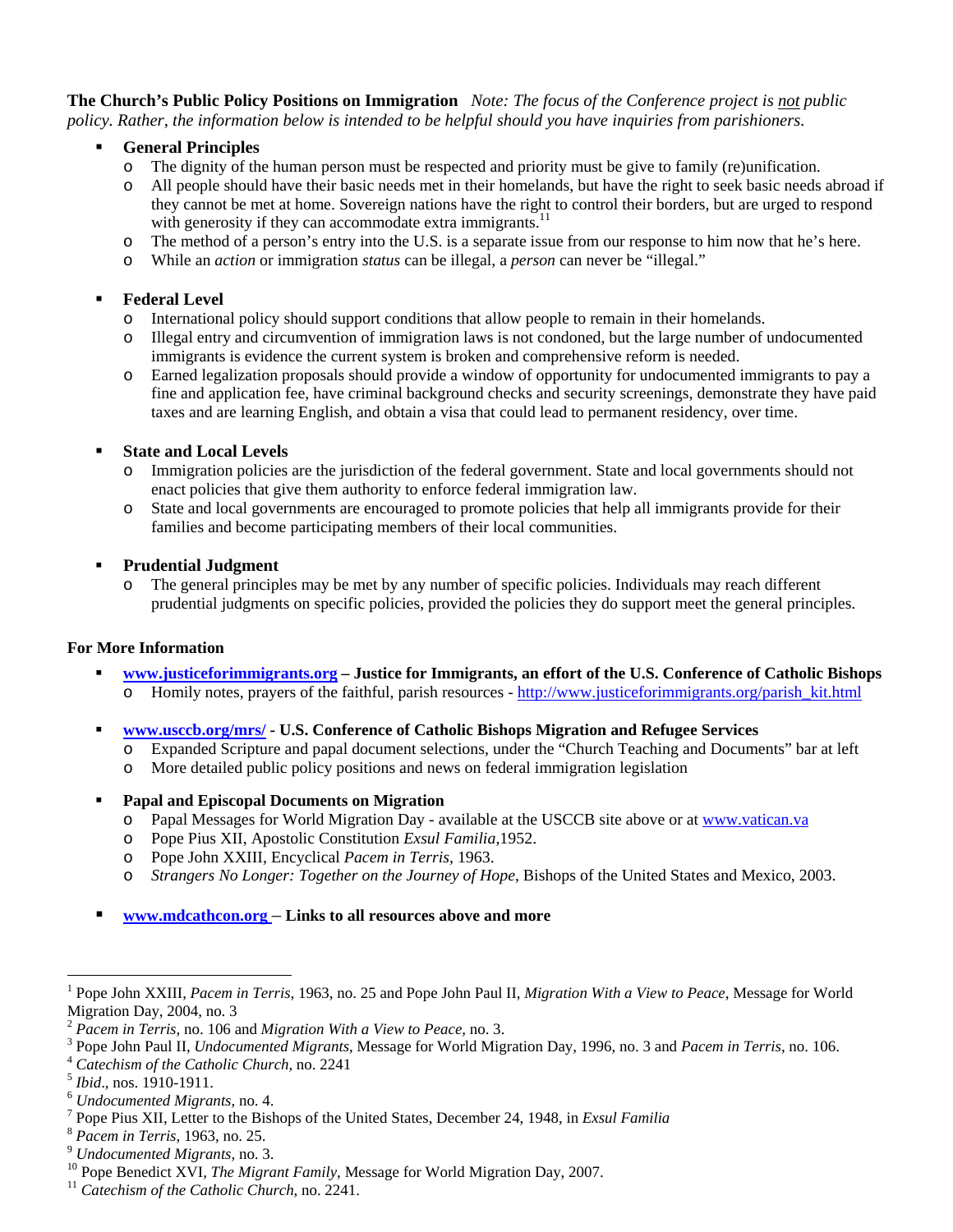**The Church's Public Policy Positions on Immigration** *Note: The focus of the Conference project is not public policy. Rather, the information below is intended to be helpful should you have inquiries from parishioners.*

- **General Principles**
  - The dignity of the human person must be respected and priority must be give to family (re)unification.
  - All people should have their basic needs met in their homelands, but have the right to seek basic needs abroad if they cannot be met at home. Sovereign nations have the right to control their borders, but are urged to respond with generosity if they can accommodate extra immigrants.[11]
  - The method of a person's entry into the U.S. is a separate issue from our response to him now that he's here.
  - While an *action* or immigration *status* can be illegal, a *person* can never be "illegal."

- **Federal Level**
  - International policy should support conditions that allow people to remain in their homelands.
  - Illegal entry and circumvention of immigration laws is not condoned, but the large number of undocumented immigrants is evidence the current system is broken and comprehensive reform is needed.
  - Earned legalization proposals should provide a window of opportunity for undocumented immigrants to pay a fine and application fee, have criminal background checks and security screenings, demonstrate they have paid taxes and are learning English, and obtain a visa that could lead to permanent residency, over time.

- **State and Local Levels**
  - Immigration policies are the jurisdiction of the federal government. State and local governments should not enact policies that give them authority to enforce federal immigration law.
  - State and local governments are encouraged to promote policies that help all immigrants provide for their families and become participating members of their local communities.

- **Prudential Judgment**
  - The general principles may be met by any number of specific policies. Individuals may reach different prudential judgments on specific policies, provided the policies they do support meet the general principles.

**For More Information**

- **www.justiceforimmigrants.org – Justice for Immigrants, an effort of the U.S. Conference of Catholic Bishops**
  - Homily notes, prayers of the faithful, parish resources - http://www.justiceforimmigrants.org/parish_kit.html

- **www.usccb.org/mrs/ - U.S. Conference of Catholic Bishops Migration and Refugee Services**
  - Expanded Scripture and papal document selections, under the "Church Teaching and Documents" bar at left
  - More detailed public policy positions and news on federal immigration legislation

- **Papal and Episcopal Documents on Migration**
  - Papal Messages for World Migration Day - available at the USCCB site above or at www.vatican.va
  - Pope Pius XII, Apostolic Constitution *Exsul Familia*,1952.
  - Pope John XXIII, Encyclical *Pacem in Terris*, 1963.
  - *Strangers No Longer: Together on the Journey of Hope*, Bishops of the United States and Mexico, 2003.

- **www.mdcathcon.org – Links to all resources above and more**

---

[1] Pope John XXIII, *Pacem in Terris*, 1963, no. 25 and Pope John Paul II, *Migration With a View to Peace*, Message for World Migration Day, 2004, no. 3

[2] *Pacem in Terris*, no. 106 and *Migration With a View to Peace*, no. 3.

[3] Pope John Paul II, *Undocumented Migrants*, Message for World Migration Day, 1996, no. 3 and *Pacem in Terris*, no. 106.

[4] *Catechism of the Catholic Church*, no. 2241

[5] *Ibid*., nos. 1910-1911.

[6] *Undocumented Migrants*, no. 4.

[7] Pope Pius XII, Letter to the Bishops of the United States, December 24, 1948, in *Exsul Familia*

[8] *Pacem in Terris*, 1963, no. 25.

[9] *Undocumented Migrants*, no. 3.

[10] Pope Benedict XVI, *The Migrant Family*, Message for World Migration Day, 2007.

[11] *Catechism of the Catholic Church*, no. 2241.